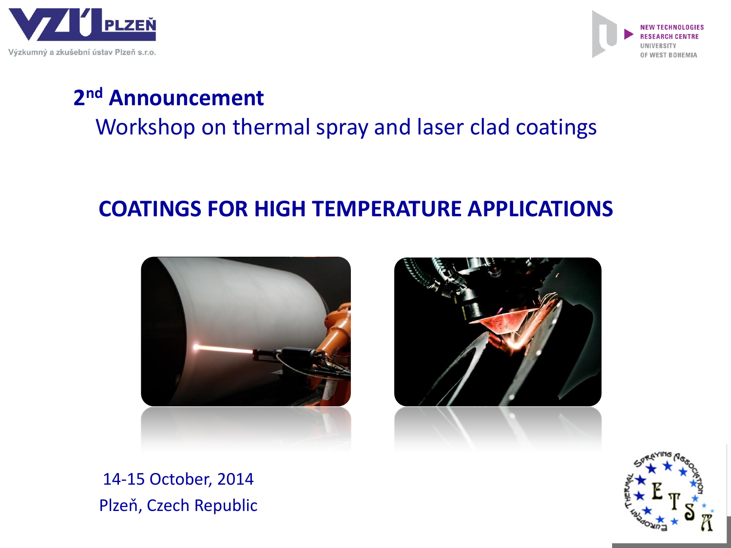Výzkumný a zkušební ústav Plzeň s.r.o.

NEW TECHNOLOGIES RESEARCH CENTRE
UNIVERSITY OF WEST BOHEMIA

# 2nd Announcement

## Workshop on thermal spray and laser clad coatings

## COATINGS FOR HIGH TEMPERATURE APPLICATIONS

14-15 October, 2014

Plzeň, Czech Republic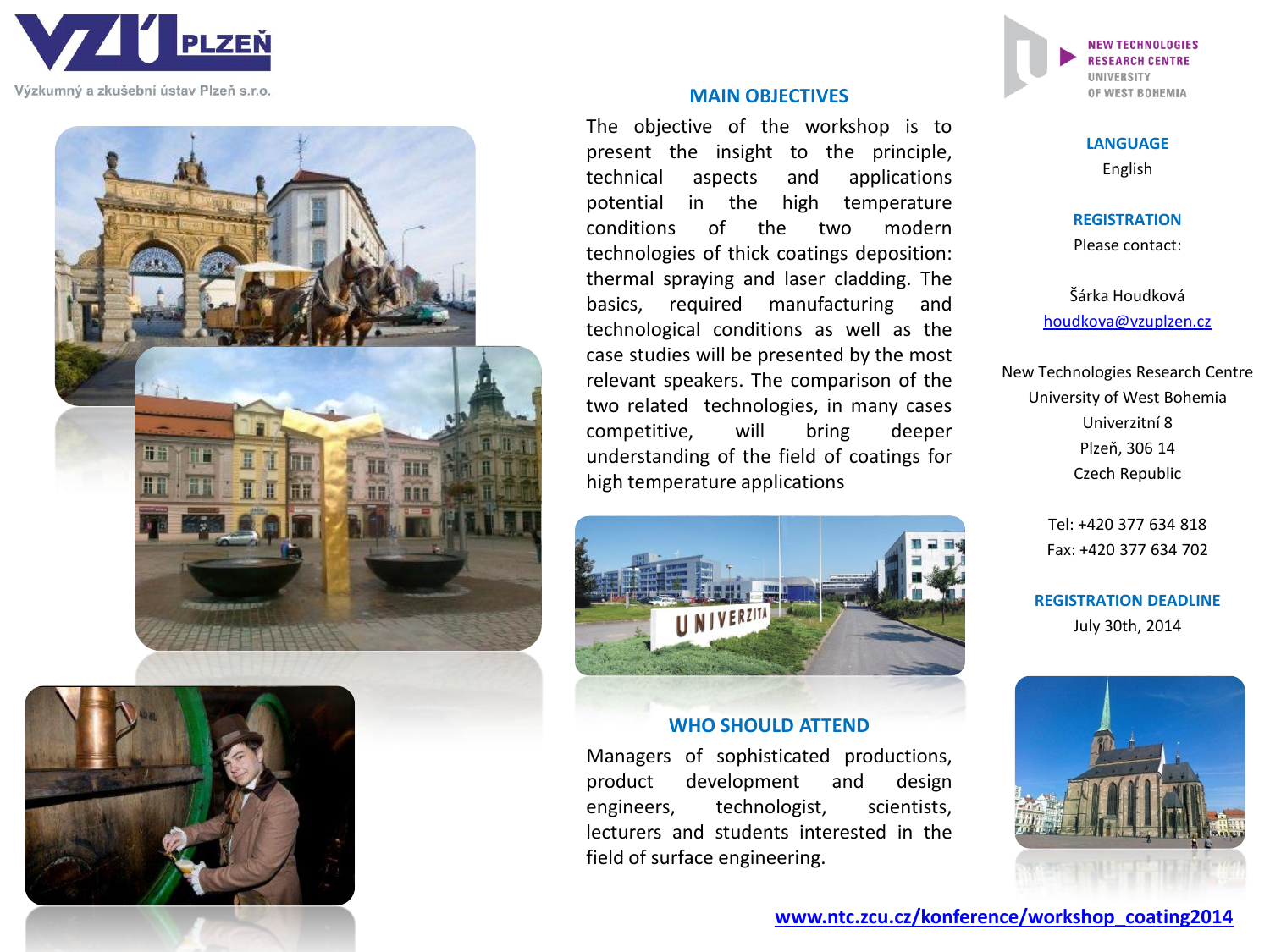VZÚ PLZEŇ

Výzkumný a zkušební ústav Plzeň s.r.o.

## MAIN OBJECTIVES

The objective of the workshop is to present the insight to the principle, technical aspects and applications potential in the high temperature conditions of the two modern technologies of thick coatings deposition: thermal spraying and laser cladding. The basics, required manufacturing and technological conditions as well as the case studies will be presented by the most relevant speakers. The comparison of the two related technologies, in many cases competitive, will bring deeper understanding of the field of coatings for high temperature applications

## WHO SHOULD ATTEND

Managers of sophisticated productions, product development and design engineers, technologist, scientists, lecturers and students interested in the field of surface engineering.

NEW TECHNOLOGIES RESEARCH CENTRE
UNIVERSITY OF WEST BOHEMIA

## LANGUAGE

English

## REGISTRATION

Please contact:

Šárka Houdková
houdkova@vzuplzen.cz

New Technologies Research Centre
University of West Bohemia
Univerzitní 8
Plzeň, 306 14
Czech Republic

Tel: +420 377 634 818
Fax: +420 377 634 702

## REGISTRATION DEADLINE

July 30th, 2014

www.ntc.zcu.cz/konference/workshop_coating2014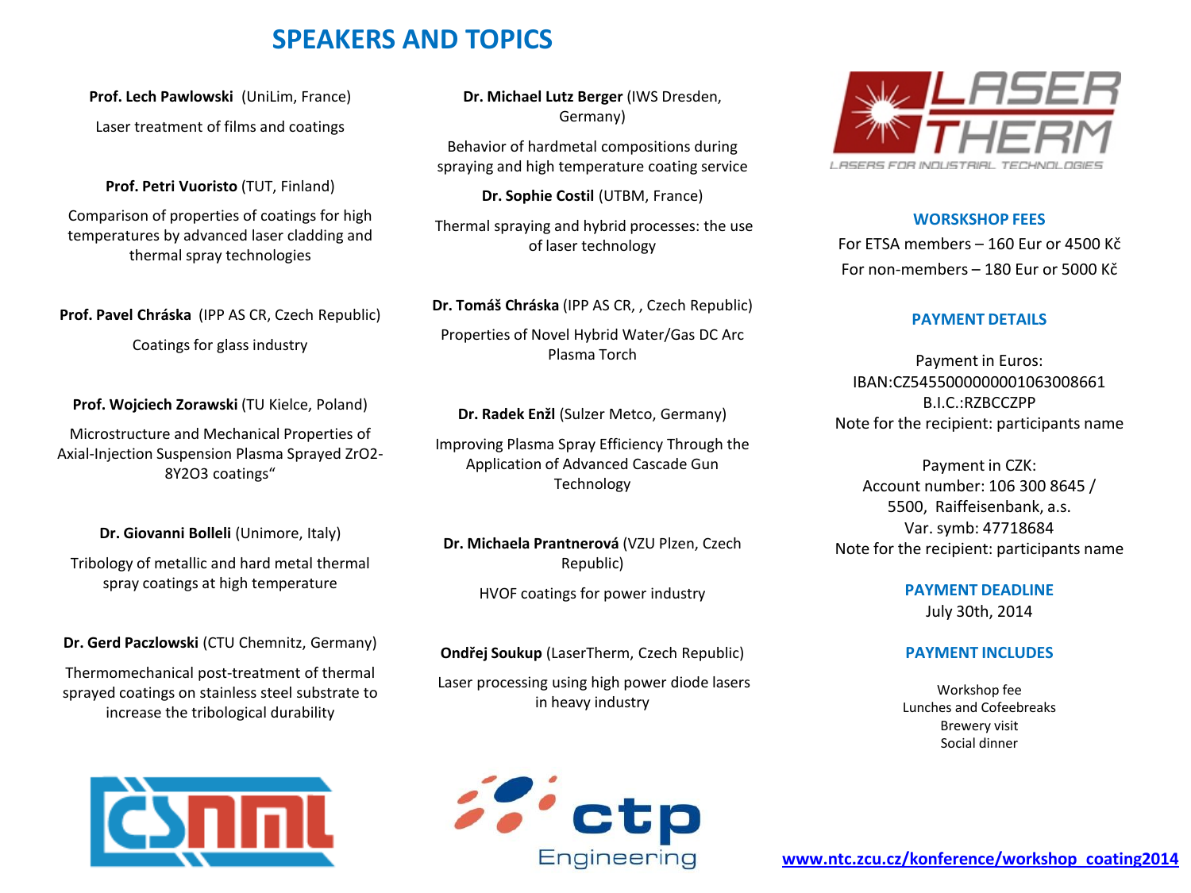# SPEAKERS AND TOPICS

**Prof. Lech Pawlowski** (UniLim, France)

Laser treatment of films and coatings

**Prof. Petri Vuoristo** (TUT, Finland)

Comparison of properties of coatings for high temperatures by advanced laser cladding and thermal spray technologies

**Prof. Pavel Chráska** (IPP AS CR, Czech Republic)

Coatings for glass industry

**Prof. Wojciech Zorawski** (TU Kielce, Poland)

Microstructure and Mechanical Properties of Axial-Injection Suspension Plasma Sprayed ZrO2-8Y2O3 coatings"

**Dr. Giovanni Bolleli** (Unimore, Italy)

Tribology of metallic and hard metal thermal spray coatings at high temperature

**Dr. Gerd Paczlowski** (CTU Chemnitz, Germany)

Thermomechanical post-treatment of thermal sprayed coatings on stainless steel substrate to increase the tribological durability

**Dr. Michael Lutz Berger** (IWS Dresden, Germany)

Behavior of hardmetal compositions during spraying and high temperature coating service

**Dr. Sophie Costil** (UTBM, France)

Thermal spraying and hybrid processes: the use of laser technology

**Dr. Tomáš Chráska** (IPP AS CR, , Czech Republic)

Properties of Novel Hybrid Water/Gas DC Arc Plasma Torch

**Dr. Radek Enžl** (Sulzer Metco, Germany)

Improving Plasma Spray Efficiency Through the Application of Advanced Cascade Gun Technology

**Dr. Michaela Prantnerová** (VZU Plzen, Czech Republic)

HVOF coatings for power industry

**Ondřej Soukup** (LaserTherm, Czech Republic)

Laser processing using high power diode lasers in heavy industry

LASER THERM
LASERS FOR INDUSTRIAL TECHNOLOGIES

## WORSKSHOP FEES

For ETSA members – 160 Eur or 4500 Kč
For non-members – 180 Eur or 5000 Kč

## PAYMENT DETAILS

Payment in Euros:
IBAN:CZ5455000000001063008661
B.I.C.:RZBCCZPP
Note for the recipient: participants name

Payment in CZK:
Account number: 106 300 8645 / 5500, Raiffeisenbank, a.s.
Var. symb: 47718684
Note for the recipient: participants name

## PAYMENT DEADLINE

July 30th, 2014

## PAYMENT INCLUDES

Workshop fee
Lunches and Cofeebreaks
Brewery visit
Social dinner

ČSNMT

ctp Engineering

www.ntc.zcu.cz/konference/workshop_coating2014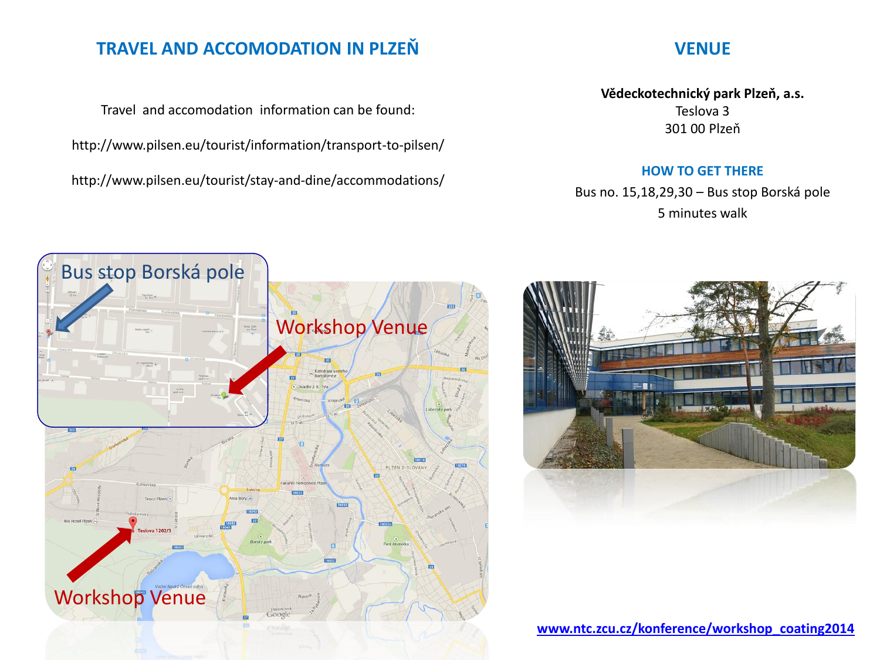## TRAVEL AND ACCOMODATION IN PLZEŇ

Travel and accomodation information can be found:

http://www.pilsen.eu/tourist/information/transport-to-pilsen/

http://www.pilsen.eu/tourist/stay-and-dine/accommodations/

Bus stop Borská pole

Workshop Venue

Workshop Venue

## VENUE

**Vědeckotechnický park Plzeň, a.s.**
Teslova 3
301 00 Plzeň

### HOW TO GET THERE

Bus no. 15,18,29,30 – Bus stop Borská pole
5 minutes walk

[www.ntc.zcu.cz/konference/workshop_coating2014](www.ntc.zcu.cz/konference/workshop_coating2014)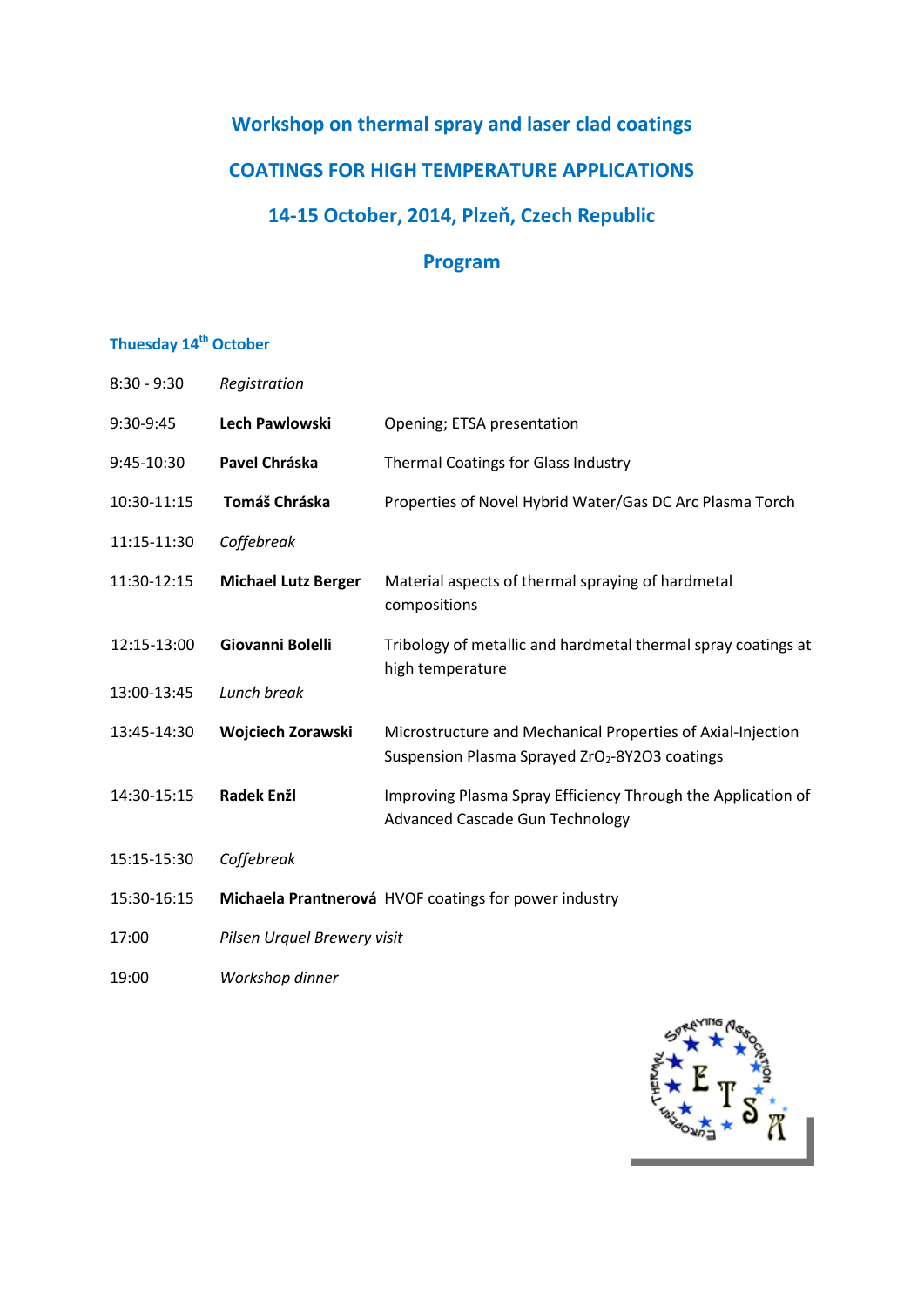# Workshop on thermal spray and laser clad coatings

## COATINGS FOR HIGH TEMPERATURE APPLICATIONS

## 14-15 October, 2014, Plzeň, Czech Republic

## Program

### Thuesday 14th October

| | | |
|---|---|---|
| 8:30 - 9:30 | *Registration* | |
| 9:30-9:45 | **Lech Pawlowski** | Opening; ETSA presentation |
| 9:45-10:30 | **Pavel Chráska** | Thermal Coatings for Glass Industry |
| 10:30-11:15 | **Tomáš Chráska** | Properties of Novel Hybrid Water/Gas DC Arc Plasma Torch |
| 11:15-11:30 | *Coffebreak* | |
| 11:30-12:15 | **Michael Lutz Berger** | Material aspects of thermal spraying of hardmetal compositions |
| 12:15-13:00 | **Giovanni Bolelli** | Tribology of metallic and hardmetal thermal spray coatings at high temperature |
| 13:00-13:45 | *Lunch break* | |
| 13:45-14:30 | **Wojciech Zorawski** | Microstructure and Mechanical Properties of Axial-Injection Suspension Plasma Sprayed $ZrO_2$-8Y2O3 coatings |
| 14:30-15:15 | **Radek Enžl** | Improving Plasma Spray Efficiency Through the Application of Advanced Cascade Gun Technology |
| 15:15-15:30 | *Coffebreak* | |
| 15:30-16:15 | **Michaela Prantnerová** | HVOF coatings for power industry |
| 17:00 | *Pilsen Urquel Brewery visit* | |
| 19:00 | *Workshop dinner* | |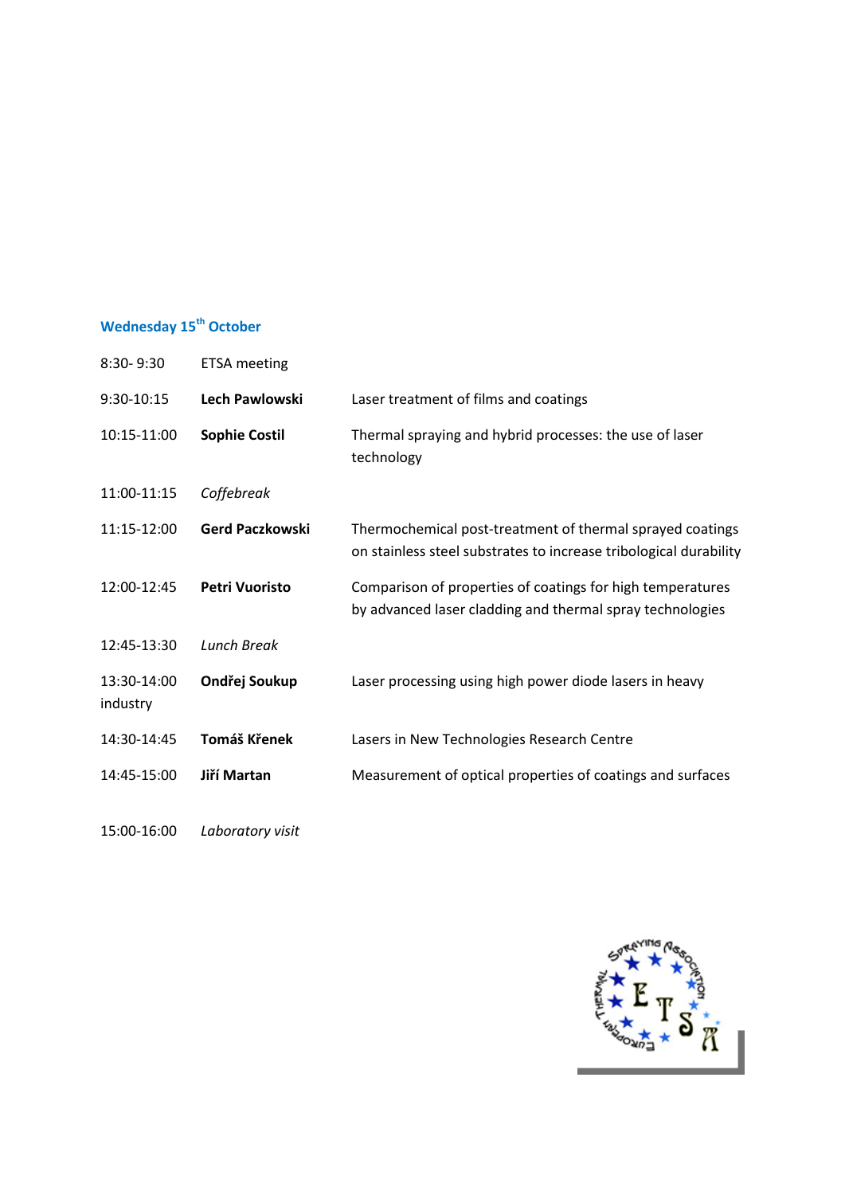## Wednesday 15th October

| | | |
|---|---|---|
| 8:30- 9:30 | ETSA meeting | |
| 9:30-10:15 | **Lech Pawlowski** | Laser treatment of films and coatings |
| 10:15-11:00 | **Sophie Costil** | Thermal spraying and hybrid processes: the use of laser technology |
| 11:00-11:15 | *Coffebreak* | |
| 11:15-12:00 | **Gerd Paczkowski** | Thermochemical post-treatment of thermal sprayed coatings on stainless steel substrates to increase tribological durability |
| 12:00-12:45 | **Petri Vuoristo** | Comparison of properties of coatings for high temperatures by advanced laser cladding and thermal spray technologies |
| 12:45-13:30 | *Lunch Break* | |
| 13:30-14:00 | **Ondřej Soukup** | Laser processing using high power diode lasers in heavy industry |
| 14:30-14:45 | **Tomáš Křenek** | Lasers in New Technologies Research Centre |
| 14:45-15:00 | **Jiří Martan** | Measurement of optical properties of coatings and surfaces |
| 15:00-16:00 | *Laboratory visit* | |